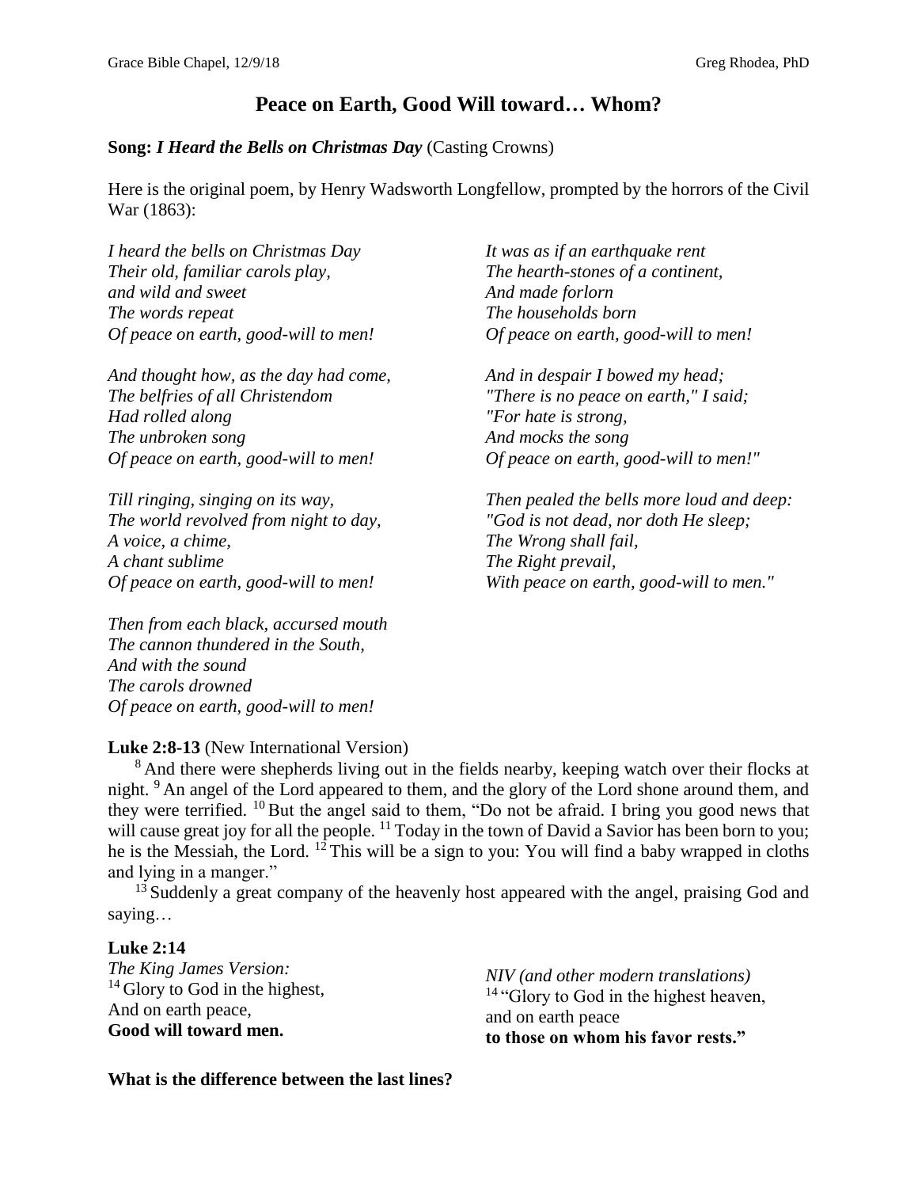# Peace on Earth, Good Will toward… Whom?

**Song:** ***I Heard the Bells on Christmas Day*** (Casting Crowns)

Here is the original poem, by Henry Wadsworth Longfellow, prompted by the horrors of the Civil War (1863):

*I heard the bells on Christmas Day*
*Their old, familiar carols play,*
*and wild and sweet*
*The words repeat*
*Of peace on earth, good-will to men!*

*And thought how, as the day had come,*
*The belfries of all Christendom*
*Had rolled along*
*The unbroken song*
*Of peace on earth, good-will to men!*

*Till ringing, singing on its way,*
*The world revolved from night to day,*
*A voice, a chime,*
*A chant sublime*
*Of peace on earth, good-will to men!*

*Then from each black, accursed mouth*
*The cannon thundered in the South,*
*And with the sound*
*The carols drowned*
*Of peace on earth, good-will to men!*

*It was as if an earthquake rent*
*The hearth-stones of a continent,*
*And made forlorn*
*The households born*
*Of peace on earth, good-will to men!*

*And in despair I bowed my head;*
*"There is no peace on earth," I said;*
*"For hate is strong,*
*And mocks the song*
*Of peace on earth, good-will to men!"*

*Then pealed the bells more loud and deep:*
*"God is not dead, nor doth He sleep;*
*The Wrong shall fail,*
*The Right prevail,*
*With peace on earth, good-will to men."*

**Luke 2:8-13** (New International Version)

[8] And there were shepherds living out in the fields nearby, keeping watch over their flocks at night. [9] An angel of the Lord appeared to them, and the glory of the Lord shone around them, and they were terrified. [10] But the angel said to them, "Do not be afraid. I bring you good news that will cause great joy for all the people. [11] Today in the town of David a Savior has been born to you; he is the Messiah, the Lord. [12] This will be a sign to you: You will find a baby wrapped in cloths and lying in a manger."

[13] Suddenly a great company of the heavenly host appeared with the angel, praising God and saying…

**Luke 2:14**

*The King James Version:*
[14] Glory to God in the highest,
And on earth peace,
**Good will toward men.**

*NIV (and other modern translations)*
[14] "Glory to God in the highest heaven,
and on earth peace
**to those on whom his favor rests."**

**What is the difference between the last lines?**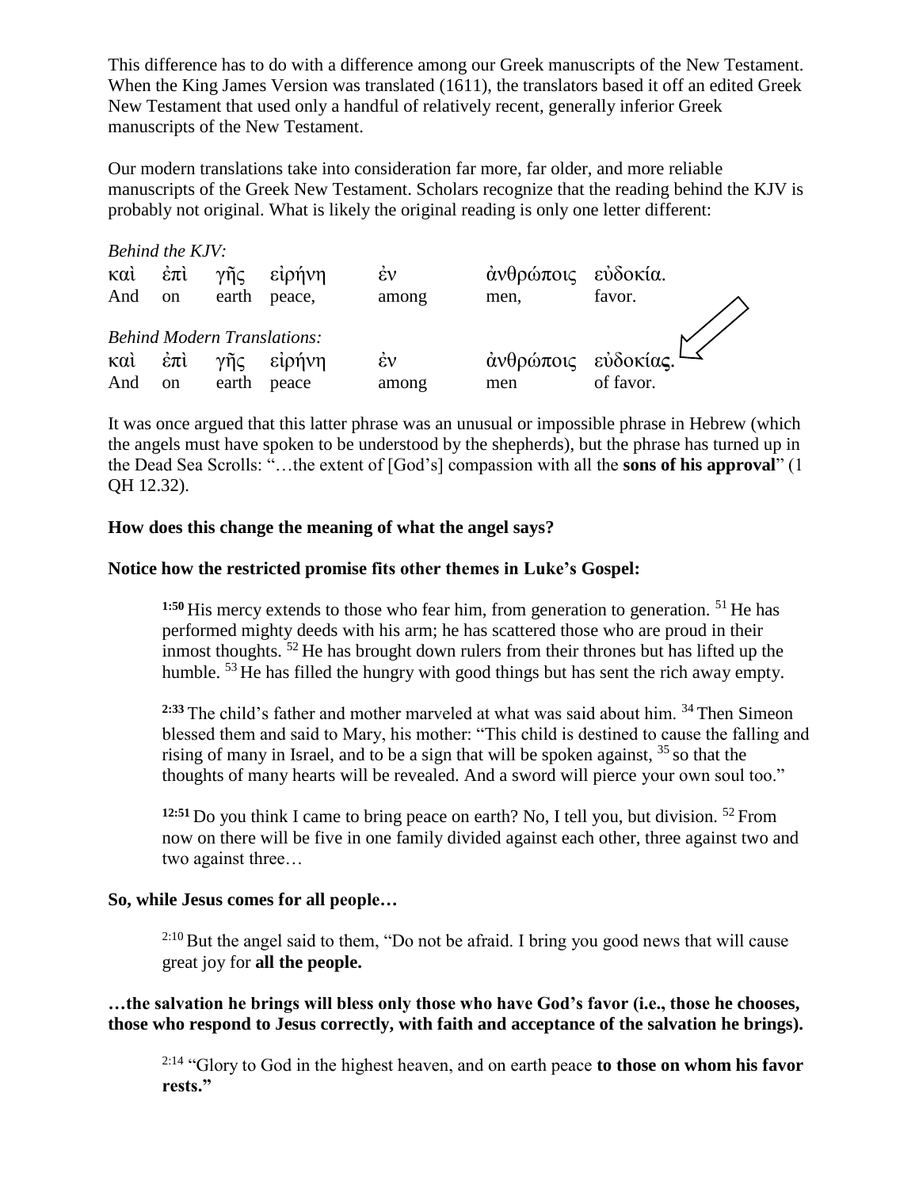This difference has to do with a difference among our Greek manuscripts of the New Testament. When the King James Version was translated (1611), the translators based it off an edited Greek New Testament that used only a handful of relatively recent, generally inferior Greek manuscripts of the New Testament.

Our modern translations take into consideration far more, far older, and more reliable manuscripts of the Greek New Testament. Scholars recognize that the reading behind the KJV is probably not original. What is likely the original reading is only one letter different:

*Behind the KJV:*

| | | | | | | |
|---|---|---|---|---|---|---|
| καὶ | ἐπὶ | γῆς | εἰρήνη | ἐν | ἀνθρώποις | εὐδοκία. |
| And | on | earth | peace, | among | men, | favor. |

*Behind Modern Translations:*

| | | | | | | |
|---|---|---|---|---|---|---|
| καὶ | ἐπὶ | γῆς | εἰρήνη | ἐν | ἀνθρώποις | εὐδοκία**ς**. |
| And | on | earth | peace | among | men | of favor. |

It was once argued that this latter phrase was an unusual or impossible phrase in Hebrew (which the angels must have spoken to be understood by the shepherds), but the phrase has turned up in the Dead Sea Scrolls: "…the extent of [God's] compassion with all the **sons of his approval**" (1 QH 12.32).

**How does this change the meaning of what the angel says?**

**Notice how the restricted promise fits other themes in Luke's Gospel:**

> **1:50** His mercy extends to those who fear him, from generation to generation. 51 He has performed mighty deeds with his arm; he has scattered those who are proud in their inmost thoughts. 52 He has brought down rulers from their thrones but has lifted up the humble. 53 He has filled the hungry with good things but has sent the rich away empty.
>
> **2:33** The child's father and mother marveled at what was said about him. 34 Then Simeon blessed them and said to Mary, his mother: "This child is destined to cause the falling and rising of many in Israel, and to be a sign that will be spoken against, 35 so that the thoughts of many hearts will be revealed. And a sword will pierce your own soul too."
>
> **12:51** Do you think I came to bring peace on earth? No, I tell you, but division. 52 From now on there will be five in one family divided against each other, three against two and two against three…

**So, while Jesus comes for all people…**

> 2:10 But the angel said to them, "Do not be afraid. I bring you good news that will cause great joy for **all the people.**

**…the salvation he brings will bless only those who have God's favor (i.e., those he chooses, those who respond to Jesus correctly, with faith and acceptance of the salvation he brings).**

> 2:14 "Glory to God in the highest heaven, and on earth peace **to those on whom his favor rests."**